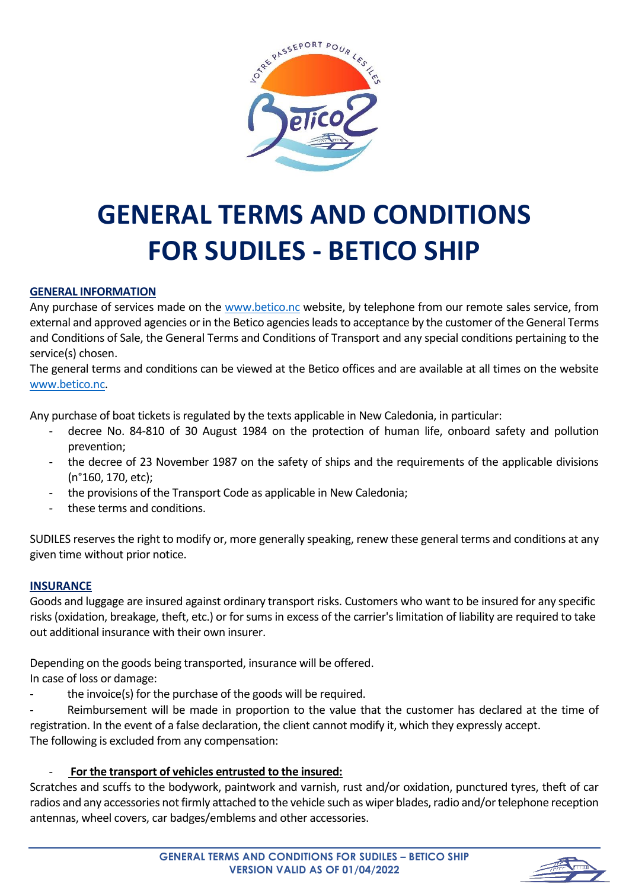# GENERAL TERMS AND CONDITIONS FOR SUDILES - BETICO SHIP

## GENERAL INFORMATION

Any purchase of services made on the www.betico.nc website, by telephone from our remote sales service, from external and approved agencies or in the Betico agencies leads to acceptance by the customer of the General Terms and Conditions of Sale, the General Terms and Conditions of Transport and any special conditions pertaining to the service(s) chosen.

The general terms and conditions can be viewed at the Betico offices and are available at all times on the website www.betico.nc.

Any purchase of boat tickets is regulated by the texts applicable in New Caledonia, in particular:

- decree No. 84-810 of 30 August 1984 on the protection of human life, onboard safety and pollution prevention;
- the decree of 23 November 1987 on the safety of ships and the requirements of the applicable divisions (n°160, 170, etc);
- the provisions of the Transport Code as applicable in New Caledonia;
- these terms and conditions.

SUDILES reserves the right to modify or, more generally speaking, renew these general terms and conditions at any given time without prior notice.

## INSURANCE

Goods and luggage are insured against ordinary transport risks. Customers who want to be insured for any specific risks (oxidation, breakage, theft, etc.) or for sums in excess of the carrier's limitation of liability are required to take out additional insurance with their own insurer.

Depending on the goods being transported, insurance will be offered.

In case of loss or damage:

- the invoice(s) for the purchase of the goods will be required.
- Reimbursement will be made in proportion to the value that the customer has declared at the time of registration. In the event of a false declaration, the client cannot modify it, which they expressly accept.

The following is excluded from any compensation:

- **For the transport of vehicles entrusted to the insured:**

Scratches and scuffs to the bodywork, paintwork and varnish, rust and/or oxidation, punctured tyres, theft of car radios and any accessories not firmly attached to the vehicle such as wiper blades, radio and/or telephone reception antennas, wheel covers, car badges/emblems and other accessories.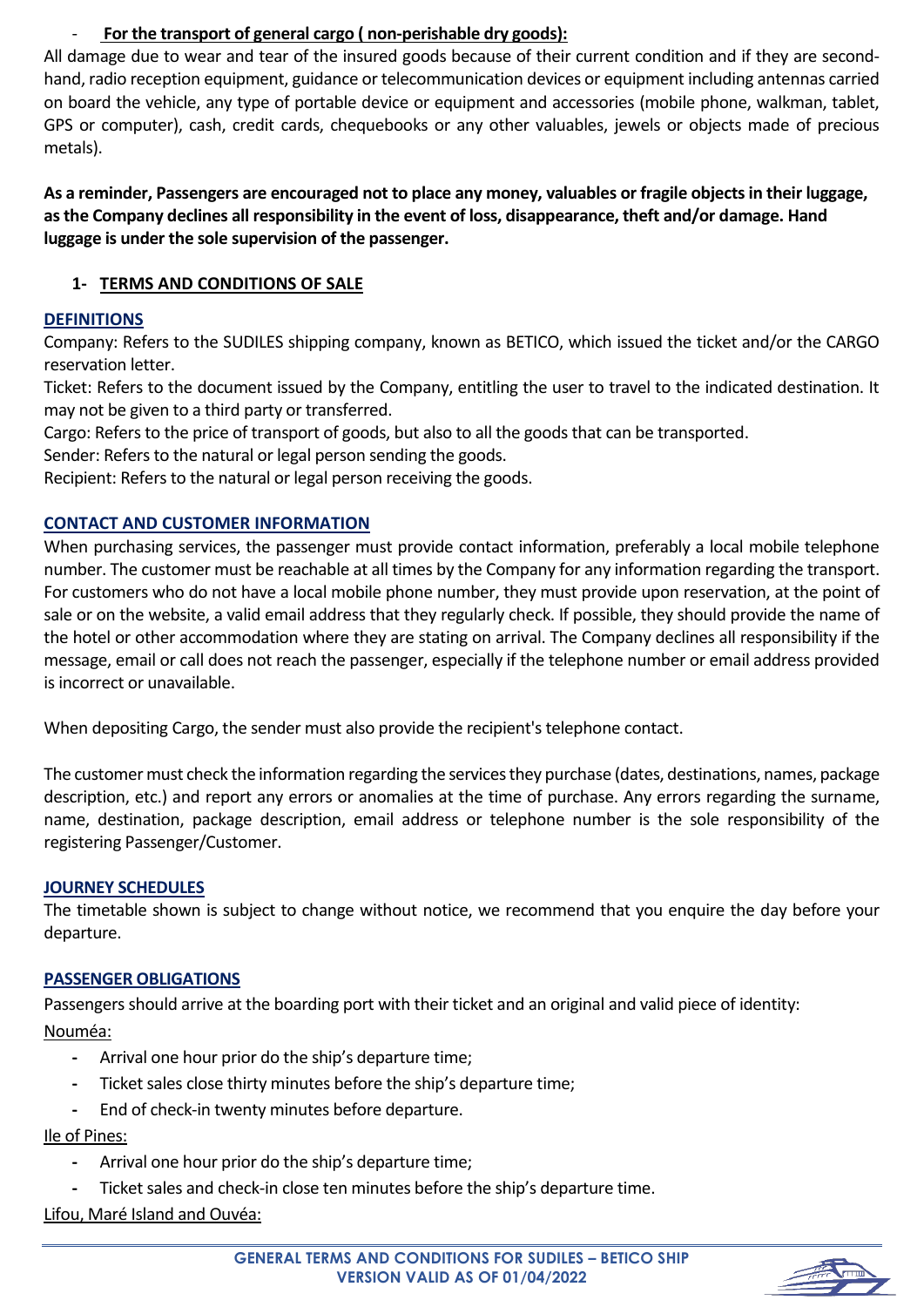- **For the transport of general cargo ( non-perishable dry goods):**

All damage due to wear and tear of the insured goods because of their current condition and if they are second-hand, radio reception equipment, guidance or telecommunication devices or equipment including antennas carried on board the vehicle, any type of portable device or equipment and accessories (mobile phone, walkman, tablet, GPS or computer), cash, credit cards, chequebooks or any other valuables, jewels or objects made of precious metals).

**As a reminder, Passengers are encouraged not to place any money, valuables or fragile objects in their luggage, as the Company declines all responsibility in the event of loss, disappearance, theft and/or damage. Hand luggage is under the sole supervision of the passenger.**

## 1- TERMS AND CONDITIONS OF SALE

### DEFINITIONS

Company: Refers to the SUDILES shipping company, known as BETICO, which issued the ticket and/or the CARGO reservation letter.

Ticket: Refers to the document issued by the Company, entitling the user to travel to the indicated destination. It may not be given to a third party or transferred.

Cargo: Refers to the price of transport of goods, but also to all the goods that can be transported.

Sender: Refers to the natural or legal person sending the goods.

Recipient: Refers to the natural or legal person receiving the goods.

### CONTACT AND CUSTOMER INFORMATION

When purchasing services, the passenger must provide contact information, preferably a local mobile telephone number. The customer must be reachable at all times by the Company for any information regarding the transport. For customers who do not have a local mobile phone number, they must provide upon reservation, at the point of sale or on the website, a valid email address that they regularly check. If possible, they should provide the name of the hotel or other accommodation where they are stating on arrival. The Company declines all responsibility if the message, email or call does not reach the passenger, especially if the telephone number or email address provided is incorrect or unavailable.

When depositing Cargo, the sender must also provide the recipient's telephone contact.

The customer must check the information regarding the services they purchase (dates, destinations, names, package description, etc.) and report any errors or anomalies at the time of purchase. Any errors regarding the surname, name, destination, package description, email address or telephone number is the sole responsibility of the registering Passenger/Customer.

### JOURNEY SCHEDULES

The timetable shown is subject to change without notice, we recommend that you enquire the day before your departure.

### PASSENGER OBLIGATIONS

Passengers should arrive at the boarding port with their ticket and an original and valid piece of identity:

Nouméa:

- Arrival one hour prior do the ship's departure time;
- Ticket sales close thirty minutes before the ship's departure time;
- End of check-in twenty minutes before departure.

Ile of Pines:

- Arrival one hour prior do the ship's departure time;
- Ticket sales and check-in close ten minutes before the ship's departure time.

Lifou, Maré Island and Ouvéa: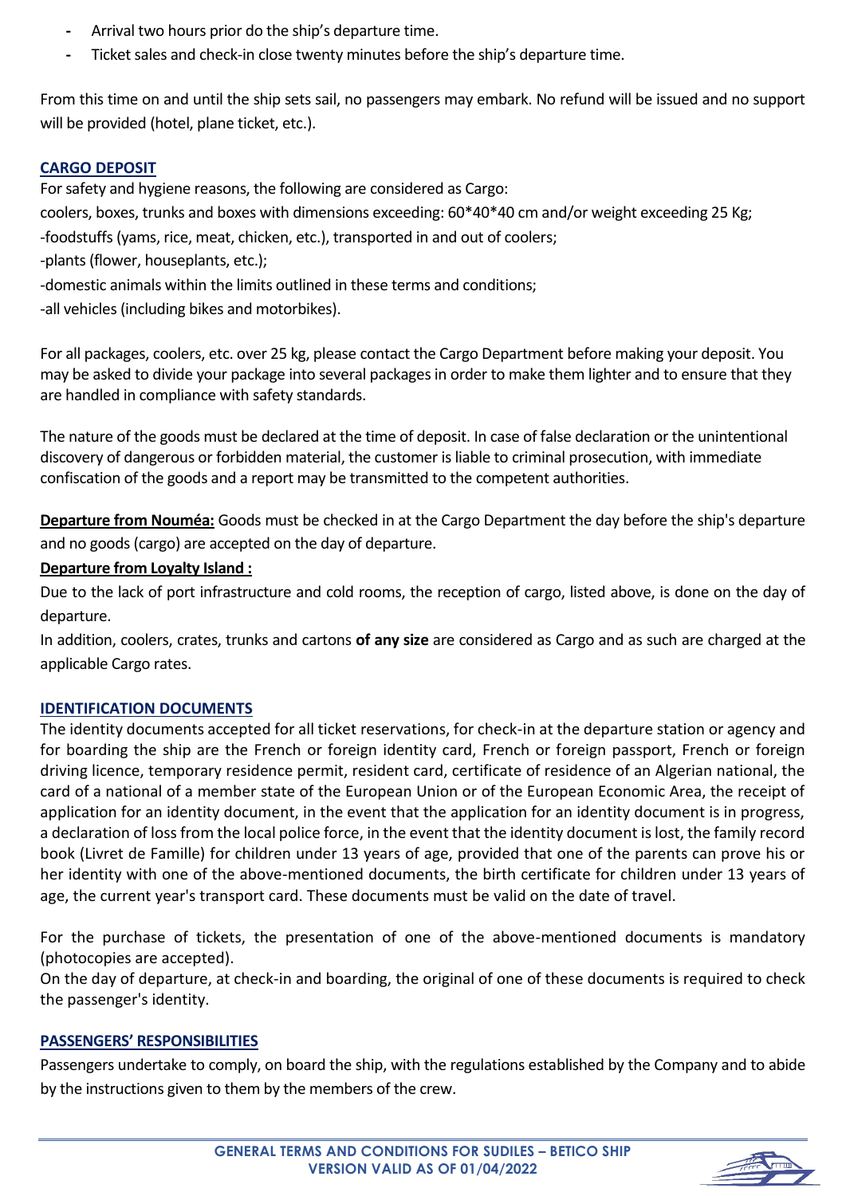- Arrival two hours prior do the ship's departure time.
- Ticket sales and check-in close twenty minutes before the ship's departure time.

From this time on and until the ship sets sail, no passengers may embark. No refund will be issued and no support will be provided (hotel, plane ticket, etc.).

## CARGO DEPOSIT

For safety and hygiene reasons, the following are considered as Cargo:

coolers, boxes, trunks and boxes with dimensions exceeding: 60*40*40 cm and/or weight exceeding 25 Kg;

-foodstuffs (yams, rice, meat, chicken, etc.), transported in and out of coolers;

-plants (flower, houseplants, etc.);

-domestic animals within the limits outlined in these terms and conditions;

-all vehicles (including bikes and motorbikes).

For all packages, coolers, etc. over 25 kg, please contact the Cargo Department before making your deposit. You may be asked to divide your package into several packages in order to make them lighter and to ensure that they are handled in compliance with safety standards.

The nature of the goods must be declared at the time of deposit. In case of false declaration or the unintentional discovery of dangerous or forbidden material, the customer is liable to criminal prosecution, with immediate confiscation of the goods and a report may be transmitted to the competent authorities.

**Departure from Nouméa:** Goods must be checked in at the Cargo Department the day before the ship's departure and no goods (cargo) are accepted on the day of departure.

**Departure from Loyalty Island :**

Due to the lack of port infrastructure and cold rooms, the reception of cargo, listed above, is done on the day of departure.

In addition, coolers, crates, trunks and cartons **of any size** are considered as Cargo and as such are charged at the applicable Cargo rates.

## IDENTIFICATION DOCUMENTS

The identity documents accepted for all ticket reservations, for check-in at the departure station or agency and for boarding the ship are the French or foreign identity card, French or foreign passport, French or foreign driving licence, temporary residence permit, resident card, certificate of residence of an Algerian national, the card of a national of a member state of the European Union or of the European Economic Area, the receipt of application for an identity document, in the event that the application for an identity document is in progress, a declaration of loss from the local police force, in the event that the identity document is lost, the family record book (Livret de Famille) for children under 13 years of age, provided that one of the parents can prove his or her identity with one of the above-mentioned documents, the birth certificate for children under 13 years of age, the current year's transport card. These documents must be valid on the date of travel.

For the purchase of tickets, the presentation of one of the above-mentioned documents is mandatory (photocopies are accepted).

On the day of departure, at check-in and boarding, the original of one of these documents is required to check the passenger's identity.

## PASSENGERS' RESPONSIBILITIES

Passengers undertake to comply, on board the ship, with the regulations established by the Company and to abide by the instructions given to them by the members of the crew.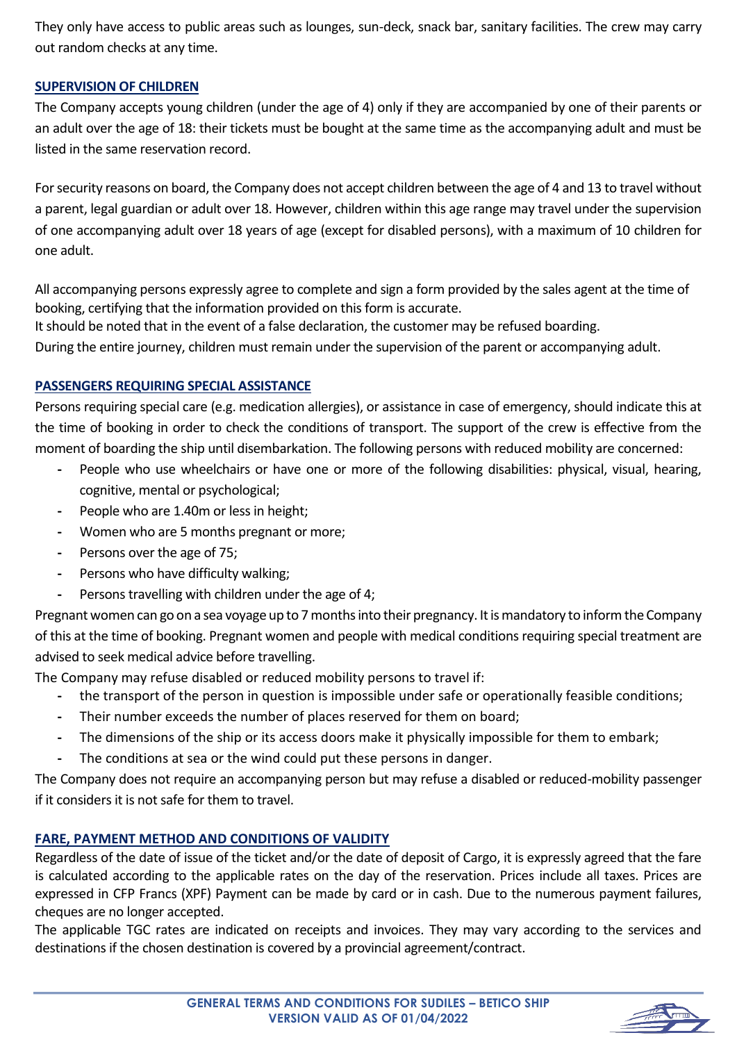They only have access to public areas such as lounges, sun-deck, snack bar, sanitary facilities. The crew may carry out random checks at any time.

## SUPERVISION OF CHILDREN

The Company accepts young children (under the age of 4) only if they are accompanied by one of their parents or an adult over the age of 18: their tickets must be bought at the same time as the accompanying adult and must be listed in the same reservation record.

For security reasons on board, the Company does not accept children between the age of 4 and 13 to travel without a parent, legal guardian or adult over 18. However, children within this age range may travel under the supervision of one accompanying adult over 18 years of age (except for disabled persons), with a maximum of 10 children for one adult.

All accompanying persons expressly agree to complete and sign a form provided by the sales agent at the time of booking, certifying that the information provided on this form is accurate.
It should be noted that in the event of a false declaration, the customer may be refused boarding.
During the entire journey, children must remain under the supervision of the parent or accompanying adult.

## PASSENGERS REQUIRING SPECIAL ASSISTANCE

Persons requiring special care (e.g. medication allergies), or assistance in case of emergency, should indicate this at the time of booking in order to check the conditions of transport. The support of the crew is effective from the moment of boarding the ship until disembarkation. The following persons with reduced mobility are concerned:

- People who use wheelchairs or have one or more of the following disabilities: physical, visual, hearing, cognitive, mental or psychological;
- People who are 1.40m or less in height;
- Women who are 5 months pregnant or more;
- Persons over the age of 75;
- Persons who have difficulty walking;
- Persons travelling with children under the age of 4;

Pregnant women can go on a sea voyage up to 7 months into their pregnancy. It is mandatory to inform the Company of this at the time of booking. Pregnant women and people with medical conditions requiring special treatment are advised to seek medical advice before travelling.
The Company may refuse disabled or reduced mobility persons to travel if:

- the transport of the person in question is impossible under safe or operationally feasible conditions;
- Their number exceeds the number of places reserved for them on board;
- The dimensions of the ship or its access doors make it physically impossible for them to embark;
- The conditions at sea or the wind could put these persons in danger.

The Company does not require an accompanying person but may refuse a disabled or reduced-mobility passenger if it considers it is not safe for them to travel.

## FARE, PAYMENT METHOD AND CONDITIONS OF VALIDITY

Regardless of the date of issue of the ticket and/or the date of deposit of Cargo, it is expressly agreed that the fare is calculated according to the applicable rates on the day of the reservation. Prices include all taxes. Prices are expressed in CFP Francs (XPF) Payment can be made by card or in cash. Due to the numerous payment failures, cheques are no longer accepted.
The applicable TGC rates are indicated on receipts and invoices. They may vary according to the services and destinations if the chosen destination is covered by a provincial agreement/contract.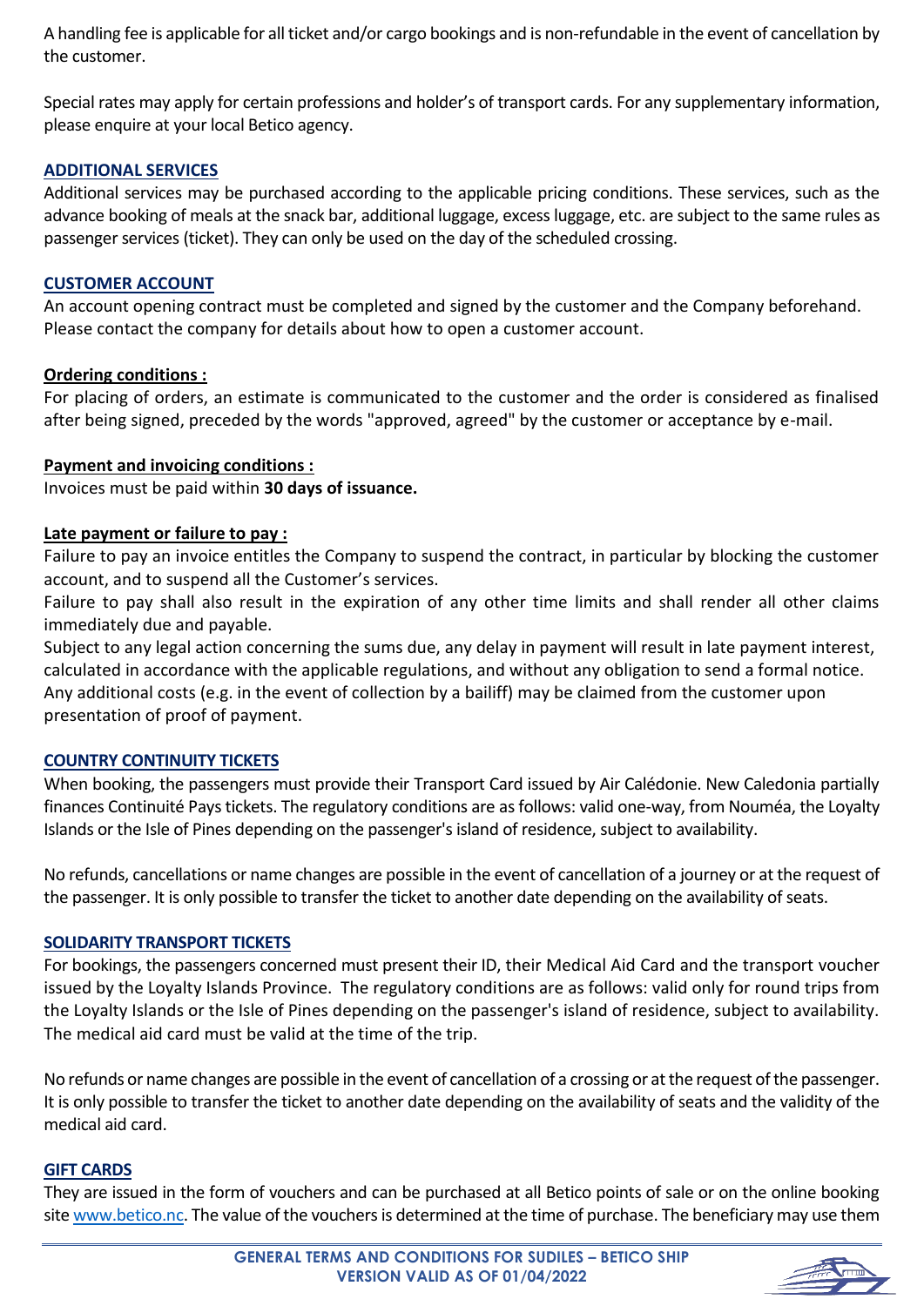A handling fee is applicable for all ticket and/or cargo bookings and is non-refundable in the event of cancellation by the customer.

Special rates may apply for certain professions and holder's of transport cards. For any supplementary information, please enquire at your local Betico agency.

## ADDITIONAL SERVICES

Additional services may be purchased according to the applicable pricing conditions. These services, such as the advance booking of meals at the snack bar, additional luggage, excess luggage, etc. are subject to the same rules as passenger services (ticket). They can only be used on the day of the scheduled crossing.

## CUSTOMER ACCOUNT

An account opening contract must be completed and signed by the customer and the Company beforehand. Please contact the company for details about how to open a customer account.

### Ordering conditions :

For placing of orders, an estimate is communicated to the customer and the order is considered as finalised after being signed, preceded by the words "approved, agreed" by the customer or acceptance by e-mail.

### Payment and invoicing conditions :

Invoices must be paid within **30 days of issuance.**

### Late payment or failure to pay :

Failure to pay an invoice entitles the Company to suspend the contract, in particular by blocking the customer account, and to suspend all the Customer's services.

Failure to pay shall also result in the expiration of any other time limits and shall render all other claims immediately due and payable.

Subject to any legal action concerning the sums due, any delay in payment will result in late payment interest, calculated in accordance with the applicable regulations, and without any obligation to send a formal notice.

Any additional costs (e.g. in the event of collection by a bailiff) may be claimed from the customer upon presentation of proof of payment.

## COUNTRY CONTINUITY TICKETS

When booking, the passengers must provide their Transport Card issued by Air Calédonie. New Caledonia partially finances Continuité Pays tickets. The regulatory conditions are as follows: valid one-way, from Nouméa, the Loyalty Islands or the Isle of Pines depending on the passenger's island of residence, subject to availability.

No refunds, cancellations or name changes are possible in the event of cancellation of a journey or at the request of the passenger. It is only possible to transfer the ticket to another date depending on the availability of seats.

## SOLIDARITY TRANSPORT TICKETS

For bookings, the passengers concerned must present their ID, their Medical Aid Card and the transport voucher issued by the Loyalty Islands Province. The regulatory conditions are as follows: valid only for round trips from the Loyalty Islands or the Isle of Pines depending on the passenger's island of residence, subject to availability. The medical aid card must be valid at the time of the trip.

No refunds or name changes are possible in the event of cancellation of a crossing or at the request of the passenger. It is only possible to transfer the ticket to another date depending on the availability of seats and the validity of the medical aid card.

## GIFT CARDS

They are issued in the form of vouchers and can be purchased at all Betico points of sale or on the online booking site www.betico.nc. The value of the vouchers is determined at the time of purchase. The beneficiary may use them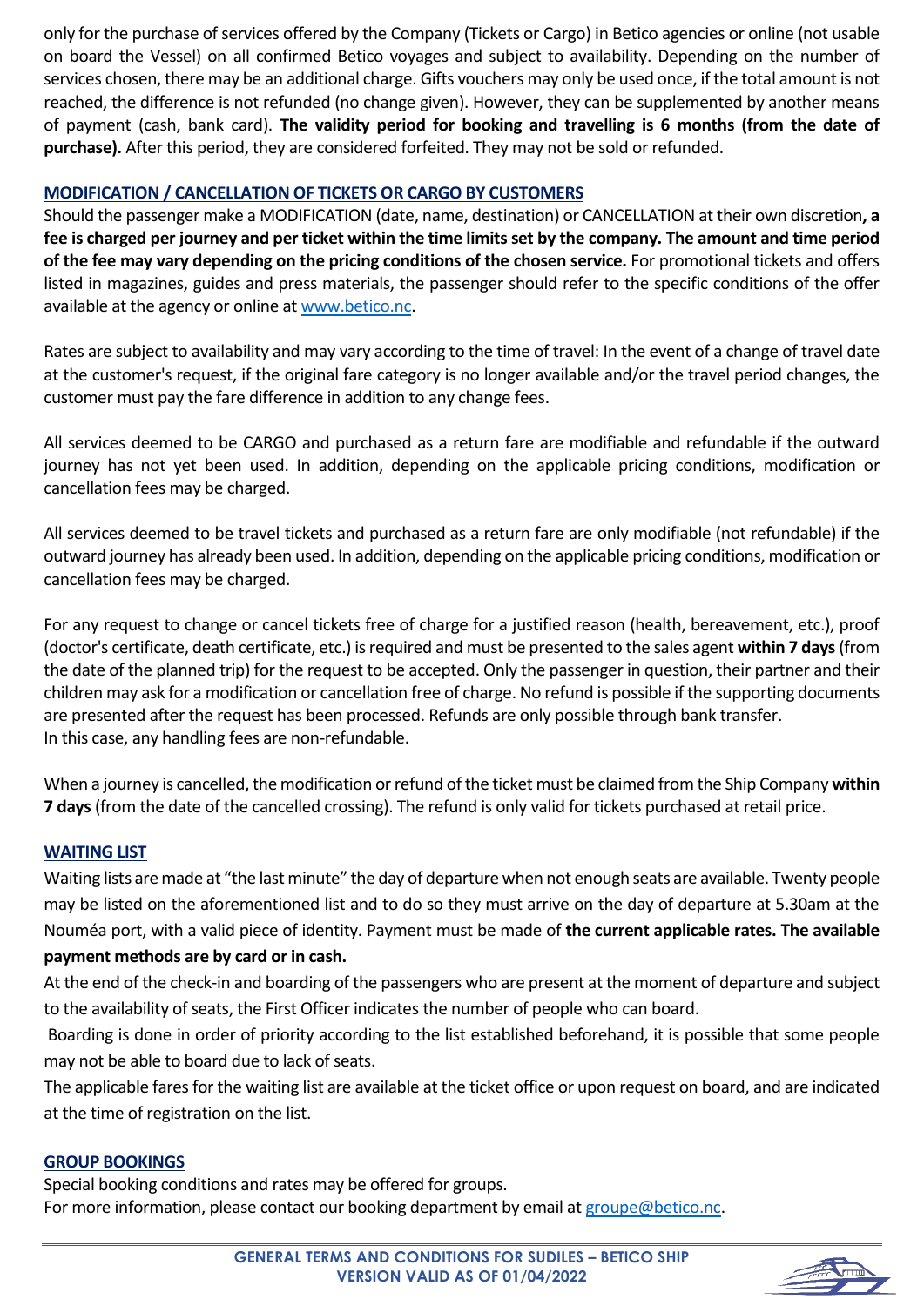only for the purchase of services offered by the Company (Tickets or Cargo) in Betico agencies or online (not usable on board the Vessel) on all confirmed Betico voyages and subject to availability. Depending on the number of services chosen, there may be an additional charge. Gifts vouchers may only be used once, if the total amount is not reached, the difference is not refunded (no change given). However, they can be supplemented by another means of payment (cash, bank card). **The validity period for booking and travelling is 6 months (from the date of purchase).** After this period, they are considered forfeited. They may not be sold or refunded.

## MODIFICATION / CANCELLATION OF TICKETS OR CARGO BY CUSTOMERS

Should the passenger make a MODIFICATION (date, name, destination) or CANCELLATION at their own discretion**, a fee is charged per journey and per ticket within the time limits set by the company. The amount and time period of the fee may vary depending on the pricing conditions of the chosen service.** For promotional tickets and offers listed in magazines, guides and press materials, the passenger should refer to the specific conditions of the offer available at the agency or online at www.betico.nc.

Rates are subject to availability and may vary according to the time of travel: In the event of a change of travel date at the customer's request, if the original fare category is no longer available and/or the travel period changes, the customer must pay the fare difference in addition to any change fees.

All services deemed to be CARGO and purchased as a return fare are modifiable and refundable if the outward journey has not yet been used. In addition, depending on the applicable pricing conditions, modification or cancellation fees may be charged.

All services deemed to be travel tickets and purchased as a return fare are only modifiable (not refundable) if the outward journey has already been used. In addition, depending on the applicable pricing conditions, modification or cancellation fees may be charged.

For any request to change or cancel tickets free of charge for a justified reason (health, bereavement, etc.), proof (doctor's certificate, death certificate, etc.) is required and must be presented to the sales agent **within 7 days** (from the date of the planned trip) for the request to be accepted. Only the passenger in question, their partner and their children may ask for a modification or cancellation free of charge. No refund is possible if the supporting documents are presented after the request has been processed. Refunds are only possible through bank transfer.
In this case, any handling fees are non-refundable.

When a journey is cancelled, the modification or refund of the ticket must be claimed from the Ship Company **within 7 days** (from the date of the cancelled crossing). The refund is only valid for tickets purchased at retail price.

## WAITING LIST

Waiting lists are made at "the last minute" the day of departure when not enough seats are available. Twenty people may be listed on the aforementioned list and to do so they must arrive on the day of departure at 5.30am at the Nouméa port, with a valid piece of identity. Payment must be made of **the current applicable rates. The available payment methods are by card or in cash.**

At the end of the check-in and boarding of the passengers who are present at the moment of departure and subject to the availability of seats, the First Officer indicates the number of people who can board.

Boarding is done in order of priority according to the list established beforehand, it is possible that some people may not be able to board due to lack of seats.

The applicable fares for the waiting list are available at the ticket office or upon request on board, and are indicated at the time of registration on the list.

## GROUP BOOKINGS

Special booking conditions and rates may be offered for groups.
For more information, please contact our booking department by email at groupe@betico.nc.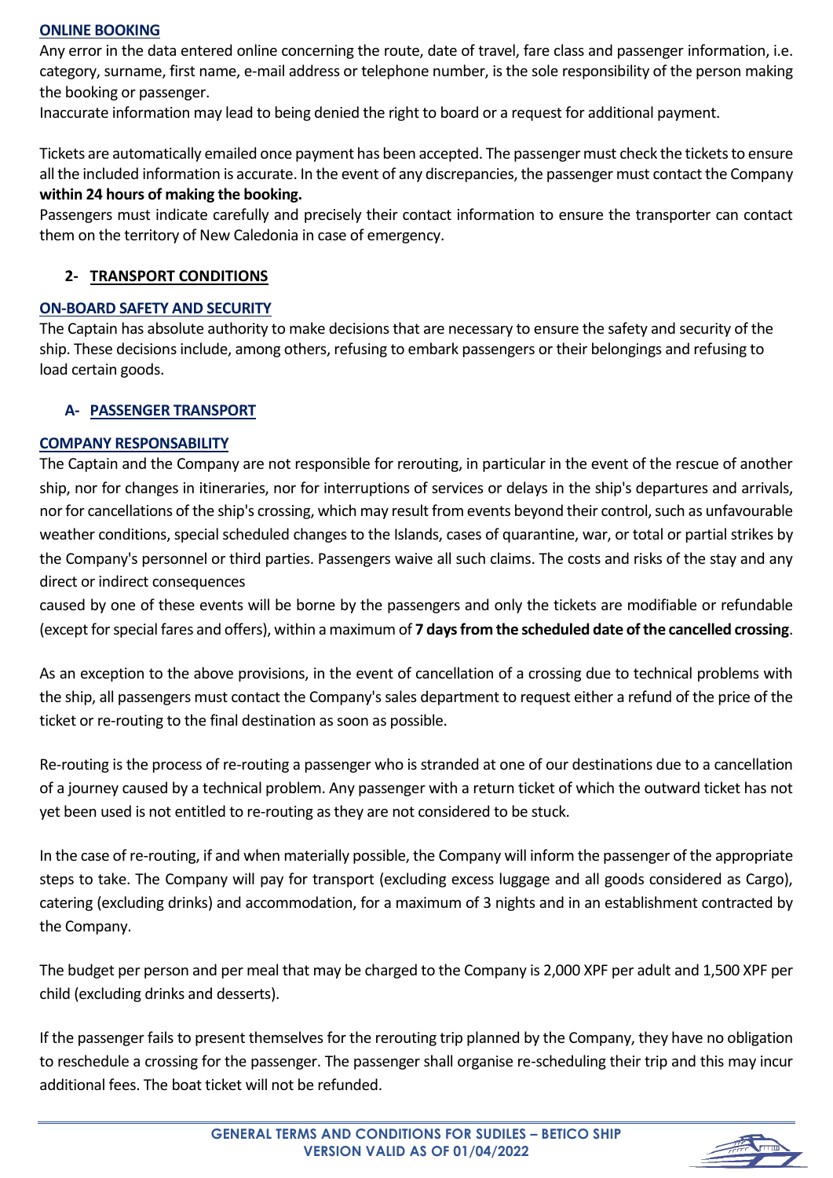**ONLINE BOOKING**

Any error in the data entered online concerning the route, date of travel, fare class and passenger information, i.e. category, surname, first name, e-mail address or telephone number, is the sole responsibility of the person making the booking or passenger.

Inaccurate information may lead to being denied the right to board or a request for additional payment.

Tickets are automatically emailed once payment has been accepted. The passenger must check the tickets to ensure all the included information is accurate. In the event of any discrepancies, the passenger must contact the Company **within 24 hours of making the booking.**

Passengers must indicate carefully and precisely their contact information to ensure the transporter can contact them on the territory of New Caledonia in case of emergency.

## 2- TRANSPORT CONDITIONS

**ON-BOARD SAFETY AND SECURITY**

The Captain has absolute authority to make decisions that are necessary to ensure the safety and security of the ship. These decisions include, among others, refusing to embark passengers or their belongings and refusing to load certain goods.

### A- PASSENGER TRANSPORT

**COMPANY RESPONSABILITY**

The Captain and the Company are not responsible for rerouting, in particular in the event of the rescue of another ship, nor for changes in itineraries, nor for interruptions of services or delays in the ship's departures and arrivals, nor for cancellations of the ship's crossing, which may result from events beyond their control, such as unfavourable weather conditions, special scheduled changes to the Islands, cases of quarantine, war, or total or partial strikes by the Company's personnel or third parties. Passengers waive all such claims. The costs and risks of the stay and any direct or indirect consequences

caused by one of these events will be borne by the passengers and only the tickets are modifiable or refundable (except for special fares and offers), within a maximum of **7 days from the scheduled date of the cancelled crossing**.

As an exception to the above provisions, in the event of cancellation of a crossing due to technical problems with the ship, all passengers must contact the Company's sales department to request either a refund of the price of the ticket or re-routing to the final destination as soon as possible.

Re-routing is the process of re-routing a passenger who is stranded at one of our destinations due to a cancellation of a journey caused by a technical problem. Any passenger with a return ticket of which the outward ticket has not yet been used is not entitled to re-routing as they are not considered to be stuck.

In the case of re-routing, if and when materially possible, the Company will inform the passenger of the appropriate steps to take. The Company will pay for transport (excluding excess luggage and all goods considered as Cargo), catering (excluding drinks) and accommodation, for a maximum of 3 nights and in an establishment contracted by the Company.

The budget per person and per meal that may be charged to the Company is 2,000 XPF per adult and 1,500 XPF per child (excluding drinks and desserts).

If the passenger fails to present themselves for the rerouting trip planned by the Company, they have no obligation to reschedule a crossing for the passenger. The passenger shall organise re-scheduling their trip and this may incur additional fees. The boat ticket will not be refunded.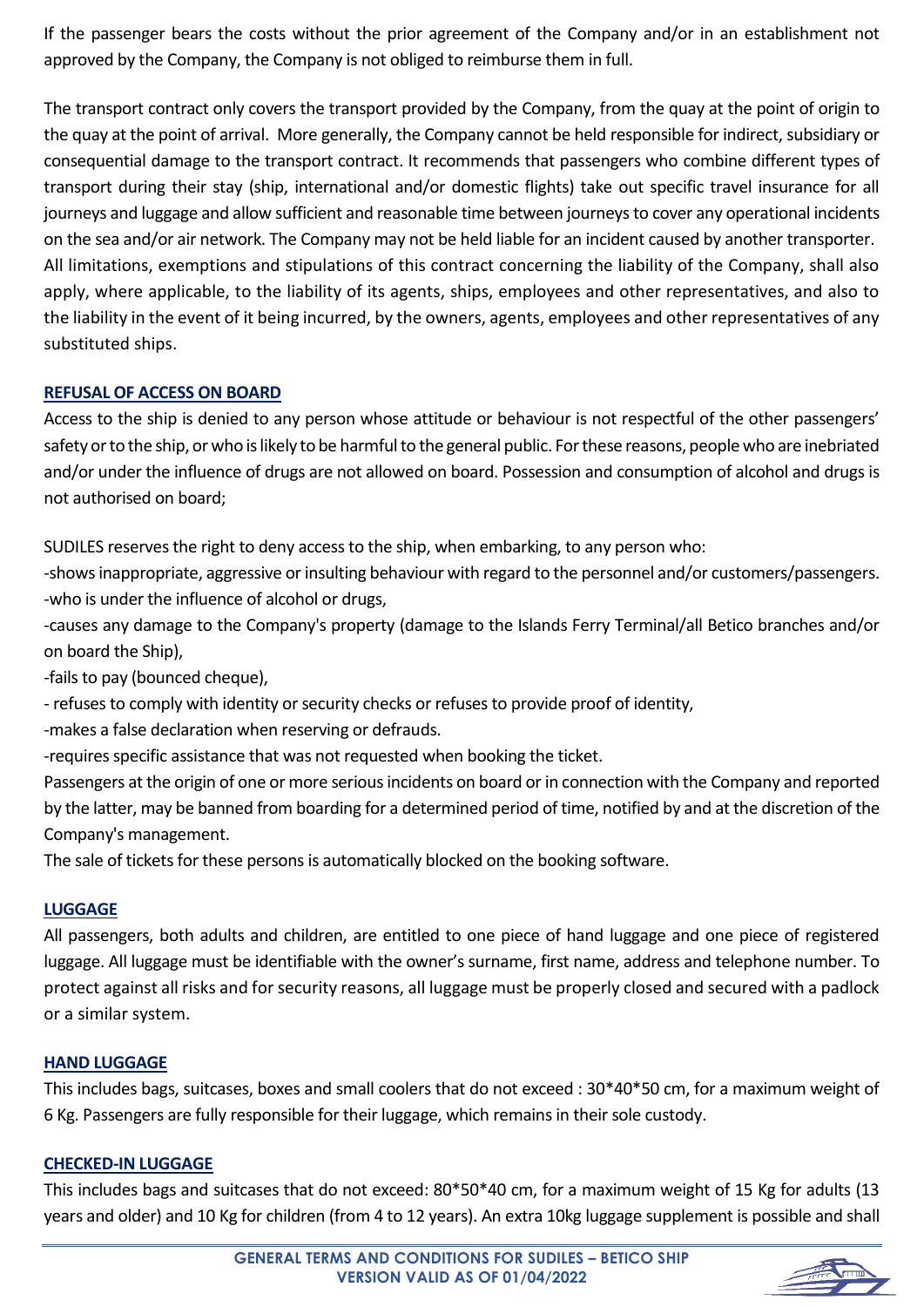If the passenger bears the costs without the prior agreement of the Company and/or in an establishment not approved by the Company, the Company is not obliged to reimburse them in full.

The transport contract only covers the transport provided by the Company, from the quay at the point of origin to the quay at the point of arrival. More generally, the Company cannot be held responsible for indirect, subsidiary or consequential damage to the transport contract. It recommends that passengers who combine different types of transport during their stay (ship, international and/or domestic flights) take out specific travel insurance for all journeys and luggage and allow sufficient and reasonable time between journeys to cover any operational incidents on the sea and/or air network. The Company may not be held liable for an incident caused by another transporter.
All limitations, exemptions and stipulations of this contract concerning the liability of the Company, shall also apply, where applicable, to the liability of its agents, ships, employees and other representatives, and also to the liability in the event of it being incurred, by the owners, agents, employees and other representatives of any substituted ships.

## REFUSAL OF ACCESS ON BOARD

Access to the ship is denied to any person whose attitude or behaviour is not respectful of the other passengers' safety or to the ship, or who is likely to be harmful to the general public. For these reasons, people who are inebriated and/or under the influence of drugs are not allowed on board. Possession and consumption of alcohol and drugs is not authorised on board;

SUDILES reserves the right to deny access to the ship, when embarking, to any person who:
-shows inappropriate, aggressive or insulting behaviour with regard to the personnel and/or customers/passengers.
-who is under the influence of alcohol or drugs,
-causes any damage to the Company's property (damage to the Islands Ferry Terminal/all Betico branches and/or on board the Ship),
-fails to pay (bounced cheque),
- refuses to comply with identity or security checks or refuses to provide proof of identity,
-makes a false declaration when reserving or defrauds.
-requires specific assistance that was not requested when booking the ticket.
Passengers at the origin of one or more serious incidents on board or in connection with the Company and reported by the latter, may be banned from boarding for a determined period of time, notified by and at the discretion of the Company's management.
The sale of tickets for these persons is automatically blocked on the booking software.

## LUGGAGE

All passengers, both adults and children, are entitled to one piece of hand luggage and one piece of registered luggage. All luggage must be identifiable with the owner's surname, first name, address and telephone number. To protect against all risks and for security reasons, all luggage must be properly closed and secured with a padlock or a similar system.

## HAND LUGGAGE

This includes bags, suitcases, boxes and small coolers that do not exceed : 30*40*50 cm, for a maximum weight of 6 Kg. Passengers are fully responsible for their luggage, which remains in their sole custody.

## CHECKED-IN LUGGAGE

This includes bags and suitcases that do not exceed: 80*50*40 cm, for a maximum weight of 15 Kg for adults (13 years and older) and 10 Kg for children (from 4 to 12 years). An extra 10kg luggage supplement is possible and shall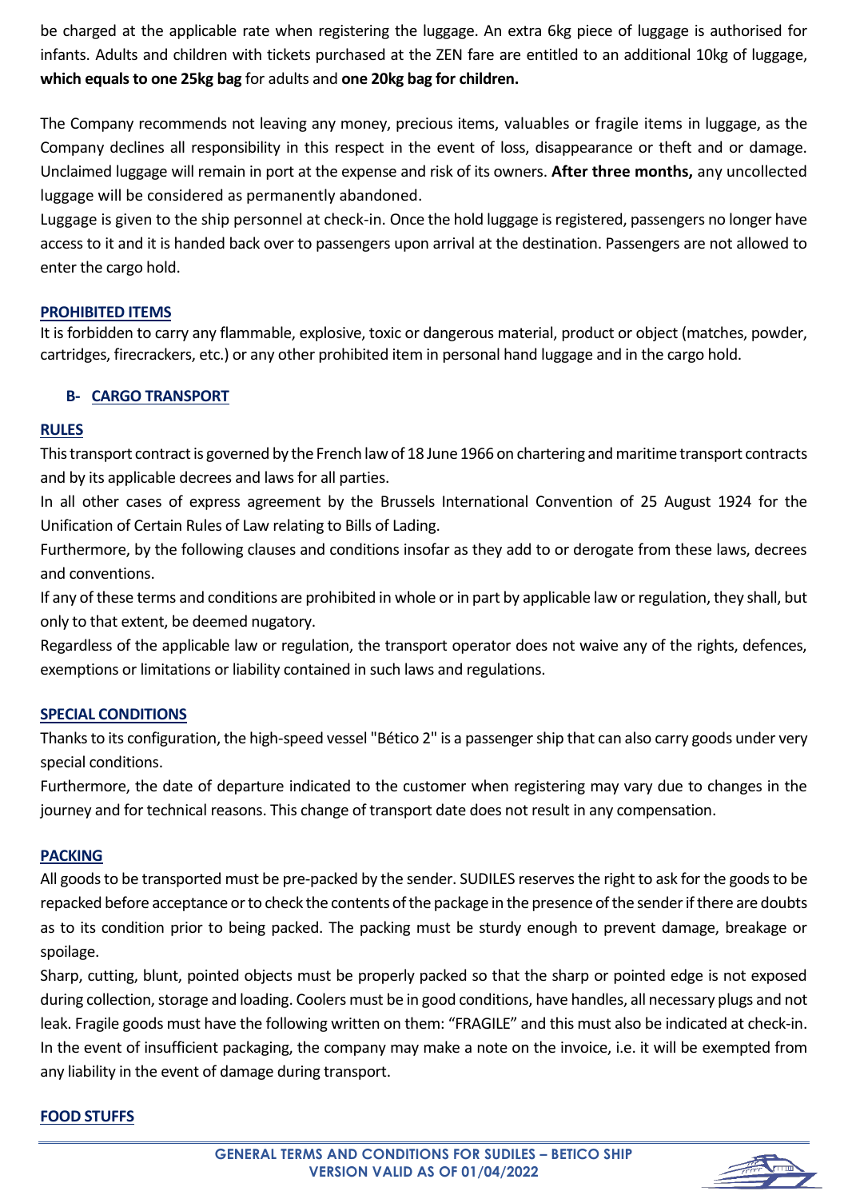be charged at the applicable rate when registering the luggage. An extra 6kg piece of luggage is authorised for infants. Adults and children with tickets purchased at the ZEN fare are entitled to an additional 10kg of luggage, **which equals to one 25kg bag** for adults and **one 20kg bag for children.**

The Company recommends not leaving any money, precious items, valuables or fragile items in luggage, as the Company declines all responsibility in this respect in the event of loss, disappearance or theft and or damage. Unclaimed luggage will remain in port at the expense and risk of its owners. **After three months,** any uncollected luggage will be considered as permanently abandoned.

Luggage is given to the ship personnel at check-in. Once the hold luggage is registered, passengers no longer have access to it and it is handed back over to passengers upon arrival at the destination. Passengers are not allowed to enter the cargo hold.

#### PROHIBITED ITEMS

It is forbidden to carry any flammable, explosive, toxic or dangerous material, product or object (matches, powder, cartridges, firecrackers, etc.) or any other prohibited item in personal hand luggage and in the cargo hold.

### B- CARGO TRANSPORT

#### RULES

This transport contract is governed by the French law of 18 June 1966 on chartering and maritime transport contracts and by its applicable decrees and laws for all parties.

In all other cases of express agreement by the Brussels International Convention of 25 August 1924 for the Unification of Certain Rules of Law relating to Bills of Lading.

Furthermore, by the following clauses and conditions insofar as they add to or derogate from these laws, decrees and conventions.

If any of these terms and conditions are prohibited in whole or in part by applicable law or regulation, they shall, but only to that extent, be deemed nugatory.

Regardless of the applicable law or regulation, the transport operator does not waive any of the rights, defences, exemptions or limitations or liability contained in such laws and regulations.

#### SPECIAL CONDITIONS

Thanks to its configuration, the high-speed vessel "Bético 2" is a passenger ship that can also carry goods under very special conditions.

Furthermore, the date of departure indicated to the customer when registering may vary due to changes in the journey and for technical reasons. This change of transport date does not result in any compensation.

#### PACKING

All goods to be transported must be pre-packed by the sender. SUDILES reserves the right to ask for the goods to be repacked before acceptance or to check the contents of the package in the presence of the sender if there are doubts as to its condition prior to being packed. The packing must be sturdy enough to prevent damage, breakage or spoilage.

Sharp, cutting, blunt, pointed objects must be properly packed so that the sharp or pointed edge is not exposed during collection, storage and loading. Coolers must be in good conditions, have handles, all necessary plugs and not leak. Fragile goods must have the following written on them: "FRAGILE" and this must also be indicated at check-in. In the event of insufficient packaging, the company may make a note on the invoice, i.e. it will be exempted from any liability in the event of damage during transport.

#### FOOD STUFFS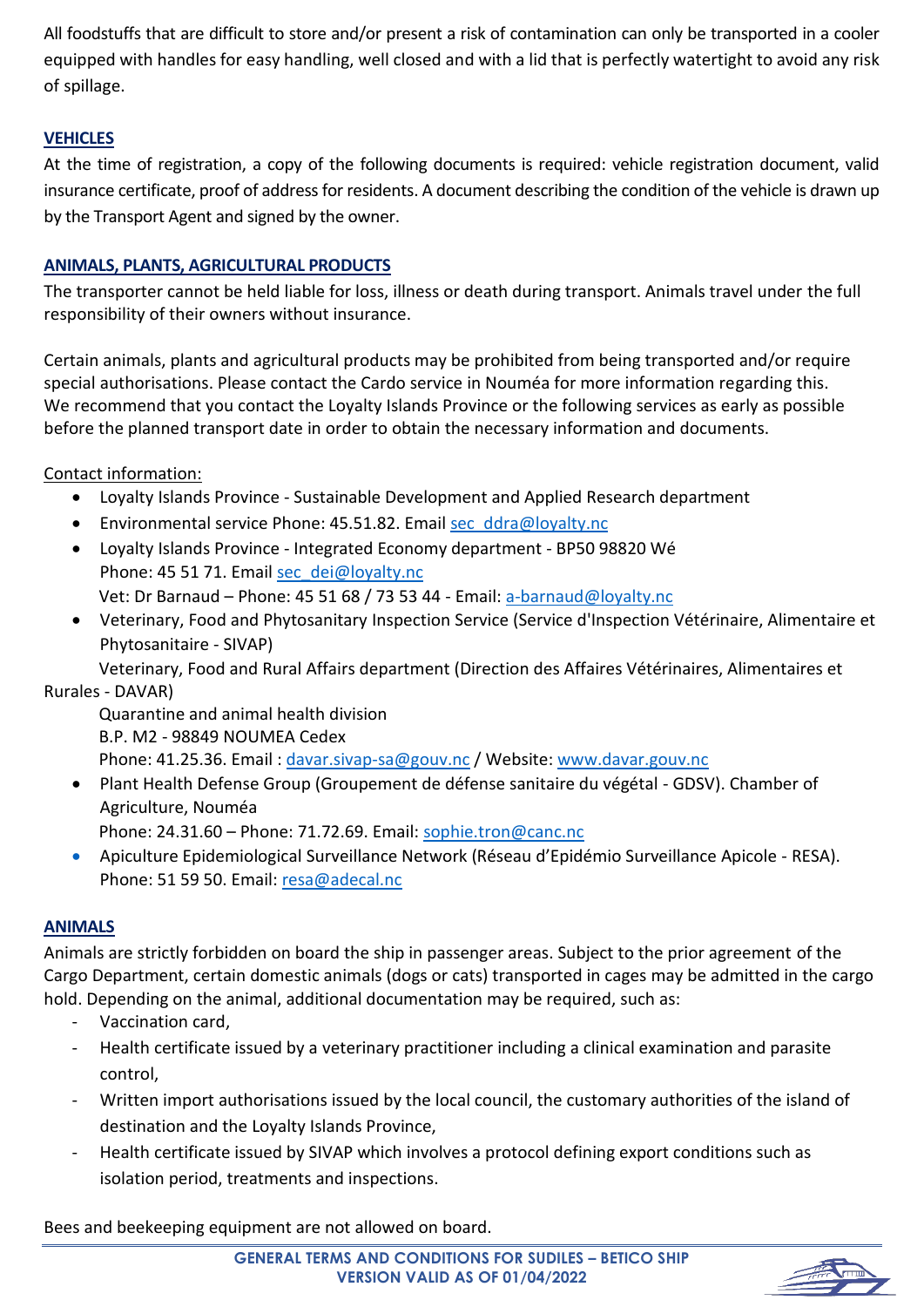All foodstuffs that are difficult to store and/or present a risk of contamination can only be transported in a cooler equipped with handles for easy handling, well closed and with a lid that is perfectly watertight to avoid any risk of spillage.

## VEHICLES

At the time of registration, a copy of the following documents is required: vehicle registration document, valid insurance certificate, proof of address for residents. A document describing the condition of the vehicle is drawn up by the Transport Agent and signed by the owner.

## ANIMALS, PLANTS, AGRICULTURAL PRODUCTS

The transporter cannot be held liable for loss, illness or death during transport. Animals travel under the full responsibility of their owners without insurance.

Certain animals, plants and agricultural products may be prohibited from being transported and/or require special authorisations. Please contact the Cardo service in Nouméa for more information regarding this. We recommend that you contact the Loyalty Islands Province or the following services as early as possible before the planned transport date in order to obtain the necessary information and documents.

Contact information:

- Loyalty Islands Province - Sustainable Development and Applied Research department
- Environmental service Phone: 45.51.82. Email sec_ddra@loyalty.nc
- Loyalty Islands Province - Integrated Economy department - BP50 98820 Wé
  Phone: 45 51 71. Email sec_dei@loyalty.nc
  Vet: Dr Barnaud – Phone: 45 51 68 / 73 53 44 - Email: a-barnaud@loyalty.nc
- Veterinary, Food and Phytosanitary Inspection Service (Service d'Inspection Vétérinaire, Alimentaire et Phytosanitaire - SIVAP)
  Veterinary, Food and Rural Affairs department (Direction des Affaires Vétérinaires, Alimentaires et Rurales - DAVAR)
  Quarantine and animal health division
  B.P. M2 - 98849 NOUMEA Cedex
  Phone: 41.25.36. Email : davar.sivap-sa@gouv.nc / Website: www.davar.gouv.nc
- Plant Health Defense Group (Groupement de défense sanitaire du végétal - GDSV). Chamber of Agriculture, Nouméa
  Phone: 24.31.60 – Phone: 71.72.69. Email: sophie.tron@canc.nc
- Apiculture Epidemiological Surveillance Network (Réseau d'Epidémio Surveillance Apicole - RESA). Phone: 51 59 50. Email: resa@adecal.nc

## ANIMALS

Animals are strictly forbidden on board the ship in passenger areas. Subject to the prior agreement of the Cargo Department, certain domestic animals (dogs or cats) transported in cages may be admitted in the cargo hold. Depending on the animal, additional documentation may be required, such as:

- Vaccination card,
- Health certificate issued by a veterinary practitioner including a clinical examination and parasite control,
- Written import authorisations issued by the local council, the customary authorities of the island of destination and the Loyalty Islands Province,
- Health certificate issued by SIVAP which involves a protocol defining export conditions such as isolation period, treatments and inspections.

Bees and beekeeping equipment are not allowed on board.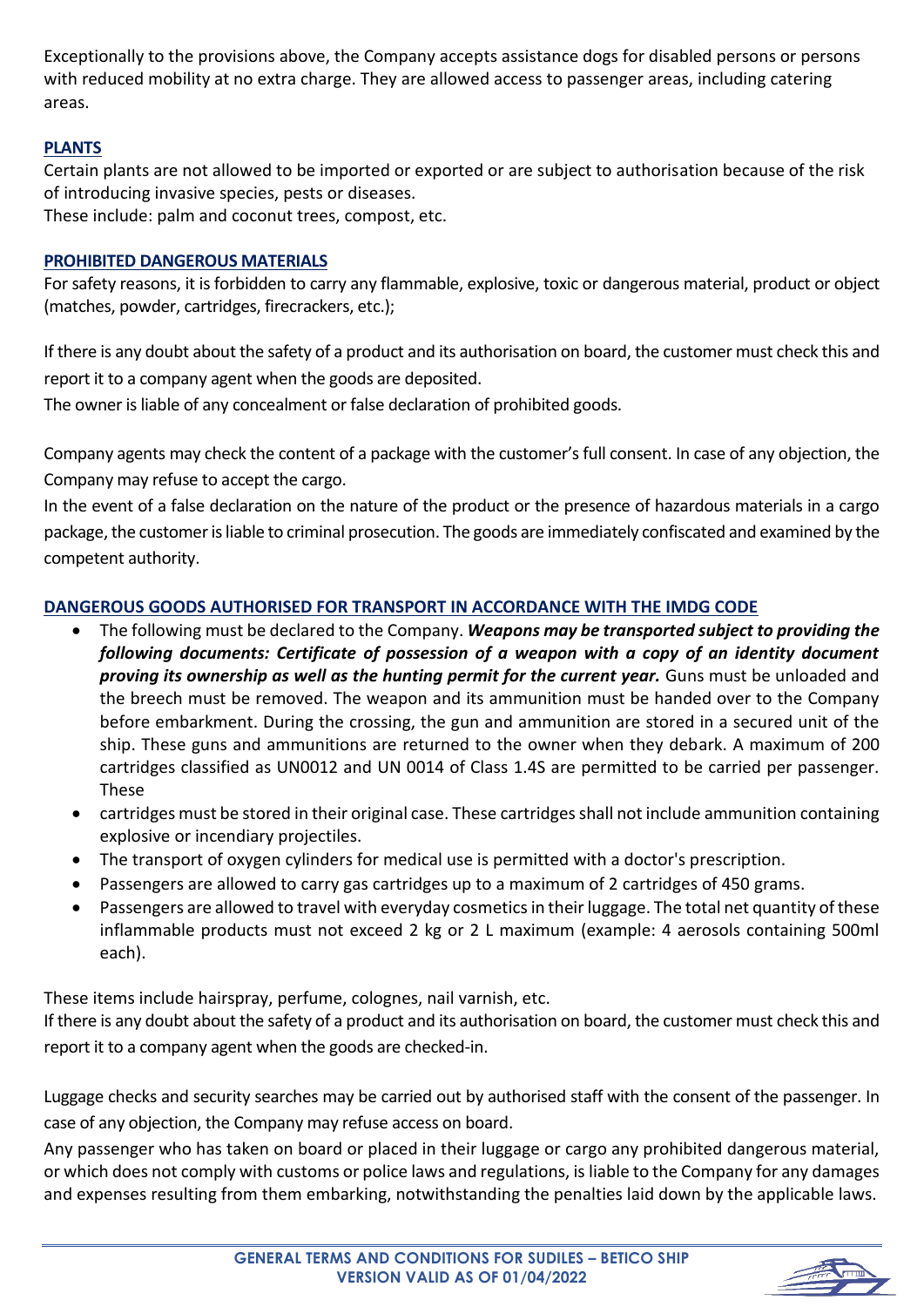Exceptionally to the provisions above, the Company accepts assistance dogs for disabled persons or persons with reduced mobility at no extra charge. They are allowed access to passenger areas, including catering areas.

## PLANTS

Certain plants are not allowed to be imported or exported or are subject to authorisation because of the risk of introducing invasive species, pests or diseases.
These include: palm and coconut trees, compost, etc.

## PROHIBITED DANGEROUS MATERIALS

For safety reasons, it is forbidden to carry any flammable, explosive, toxic or dangerous material, product or object (matches, powder, cartridges, firecrackers, etc.);

If there is any doubt about the safety of a product and its authorisation on board, the customer must check this and report it to a company agent when the goods are deposited.
The owner is liable of any concealment or false declaration of prohibited goods.

Company agents may check the content of a package with the customer's full consent. In case of any objection, the Company may refuse to accept the cargo.
In the event of a false declaration on the nature of the product or the presence of hazardous materials in a cargo package, the customer is liable to criminal prosecution. The goods are immediately confiscated and examined by the competent authority.

## DANGEROUS GOODS AUTHORISED FOR TRANSPORT IN ACCORDANCE WITH THE IMDG CODE

- The following must be declared to the Company. ***Weapons may be transported subject to providing the following documents: Certificate of possession of a weapon with a copy of an identity document proving its ownership as well as the hunting permit for the current year.*** Guns must be unloaded and the breech must be removed. The weapon and its ammunition must be handed over to the Company before embarkment. During the crossing, the gun and ammunition are stored in a secured unit of the ship. These guns and ammunitions are returned to the owner when they debark. A maximum of 200 cartridges classified as UN0012 and UN 0014 of Class 1.4S are permitted to be carried per passenger. These
- cartridges must be stored in their original case. These cartridges shall not include ammunition containing explosive or incendiary projectiles.
- The transport of oxygen cylinders for medical use is permitted with a doctor's prescription.
- Passengers are allowed to carry gas cartridges up to a maximum of 2 cartridges of 450 grams.
- Passengers are allowed to travel with everyday cosmetics in their luggage. The total net quantity of these inflammable products must not exceed 2 kg or 2 L maximum (example: 4 aerosols containing 500ml each).

These items include hairspray, perfume, colognes, nail varnish, etc.
If there is any doubt about the safety of a product and its authorisation on board, the customer must check this and report it to a company agent when the goods are checked-in.

Luggage checks and security searches may be carried out by authorised staff with the consent of the passenger. In case of any objection, the Company may refuse access on board.
Any passenger who has taken on board or placed in their luggage or cargo any prohibited dangerous material, or which does not comply with customs or police laws and regulations, is liable to the Company for any damages and expenses resulting from them embarking, notwithstanding the penalties laid down by the applicable laws.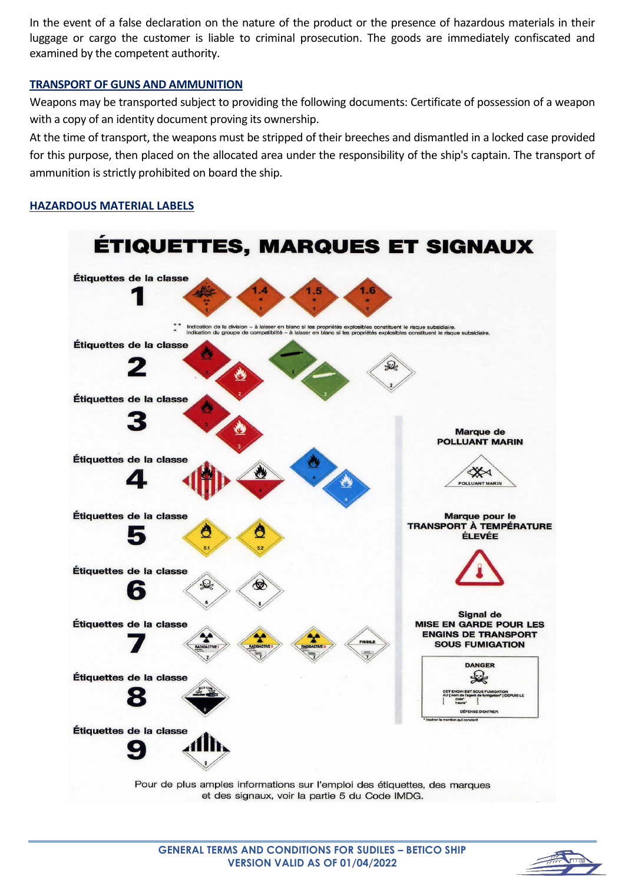In the event of a false declaration on the nature of the product or the presence of hazardous materials in their luggage or cargo the customer is liable to criminal prosecution. The goods are immediately confiscated and examined by the competent authority.

## TRANSPORT OF GUNS AND AMMUNITION

Weapons may be transported subject to providing the following documents: Certificate of possession of a weapon with a copy of an identity document proving its ownership.

At the time of transport, the weapons must be stripped of their breeches and dismantled in a locked case provided for this purpose, then placed on the allocated area under the responsibility of the ship's captain. The transport of ammunition is strictly prohibited on board the ship.

## HAZARDOUS MATERIAL LABELS

# ÉTIQUETTES, MARQUES ET SIGNAUX

**Étiquettes de la classe 1**

1.4 1.5 1.6

** Indication de la division – à laisser en blanc si les propriétés explosibles constituent le risque subsidiaire.
* Indication du groupe de compatibilité – à laisser en blanc si les propriétés explosibles constituent le risque subsidiaire.

**Étiquettes de la classe 2**

**Étiquettes de la classe 3**

**Étiquettes de la classe 4**

**Étiquettes de la classe 5**

5.1 5.2

**Étiquettes de la classe 6**

**Étiquettes de la classe 7**

RADIOACTIVE I — RADIOACTIVE II — RADIOACTIVE III — FISSILE

**Étiquettes de la classe 8**

**Étiquettes de la classe 9**

**Marque de POLLUANT MARIN**

POLLUANT MARIN

**Marque pour le TRANSPORT À TEMPÉRATURE ÉLEVÉE**

**Signal de MISE EN GARDE POUR LES ENGINS DE TRANSPORT SOUS FUMIGATION**

DANGER

CET ENGIN EST SOUS FUMIGATION AU [ nom de l'agent de fumigation* ] DEPUIS LE [ date* heure* ]

DÉFENSE D'ENTRER

* Insérer la mention qui convient

Pour de plus amples informations sur l'emploi des étiquettes, des marques et des signaux, voir la partie 5 du Code IMDG.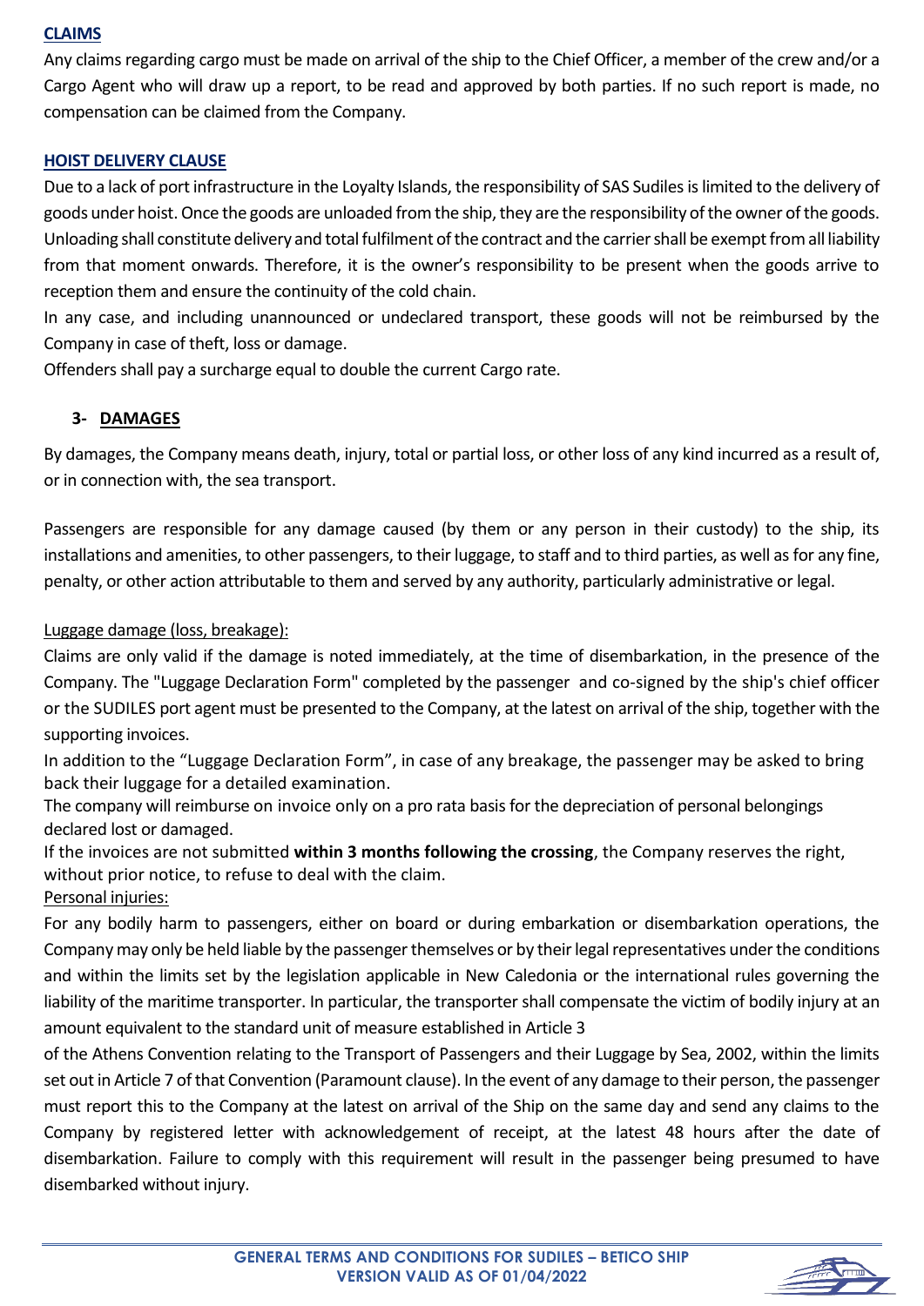**CLAIMS**

Any claims regarding cargo must be made on arrival of the ship to the Chief Officer, a member of the crew and/or a Cargo Agent who will draw up a report, to be read and approved by both parties. If no such report is made, no compensation can be claimed from the Company.

**HOIST DELIVERY CLAUSE**

Due to a lack of port infrastructure in the Loyalty Islands, the responsibility of SAS Sudiles is limited to the delivery of goods under hoist. Once the goods are unloaded from the ship, they are the responsibility of the owner of the goods. Unloading shall constitute delivery and total fulfilment of the contract and the carrier shall be exempt from all liability from that moment onwards. Therefore, it is the owner's responsibility to be present when the goods arrive to reception them and ensure the continuity of the cold chain.

In any case, and including unannounced or undeclared transport, these goods will not be reimbursed by the Company in case of theft, loss or damage.

Offenders shall pay a surcharge equal to double the current Cargo rate.

## 3- DAMAGES

By damages, the Company means death, injury, total or partial loss, or other loss of any kind incurred as a result of, or in connection with, the sea transport.

Passengers are responsible for any damage caused (by them or any person in their custody) to the ship, its installations and amenities, to other passengers, to their luggage, to staff and to third parties, as well as for any fine, penalty, or other action attributable to them and served by any authority, particularly administrative or legal.

Luggage damage (loss, breakage):

Claims are only valid if the damage is noted immediately, at the time of disembarkation, in the presence of the Company. The "Luggage Declaration Form" completed by the passenger and co-signed by the ship's chief officer or the SUDILES port agent must be presented to the Company, at the latest on arrival of the ship, together with the supporting invoices.

In addition to the "Luggage Declaration Form", in case of any breakage, the passenger may be asked to bring back their luggage for a detailed examination.

The company will reimburse on invoice only on a pro rata basis for the depreciation of personal belongings declared lost or damaged.

If the invoices are not submitted **within 3 months following the crossing**, the Company reserves the right, without prior notice, to refuse to deal with the claim.

Personal injuries:

For any bodily harm to passengers, either on board or during embarkation or disembarkation operations, the Company may only be held liable by the passenger themselves or by their legal representatives under the conditions and within the limits set by the legislation applicable in New Caledonia or the international rules governing the liability of the maritime transporter. In particular, the transporter shall compensate the victim of bodily injury at an amount equivalent to the standard unit of measure established in Article 3 of the Athens Convention relating to the Transport of Passengers and their Luggage by Sea, 2002, within the limits set out in Article 7 of that Convention (Paramount clause). In the event of any damage to their person, the passenger must report this to the Company at the latest on arrival of the Ship on the same day and send any claims to the Company by registered letter with acknowledgement of receipt, at the latest 48 hours after the date of disembarkation. Failure to comply with this requirement will result in the passenger being presumed to have disembarked without injury.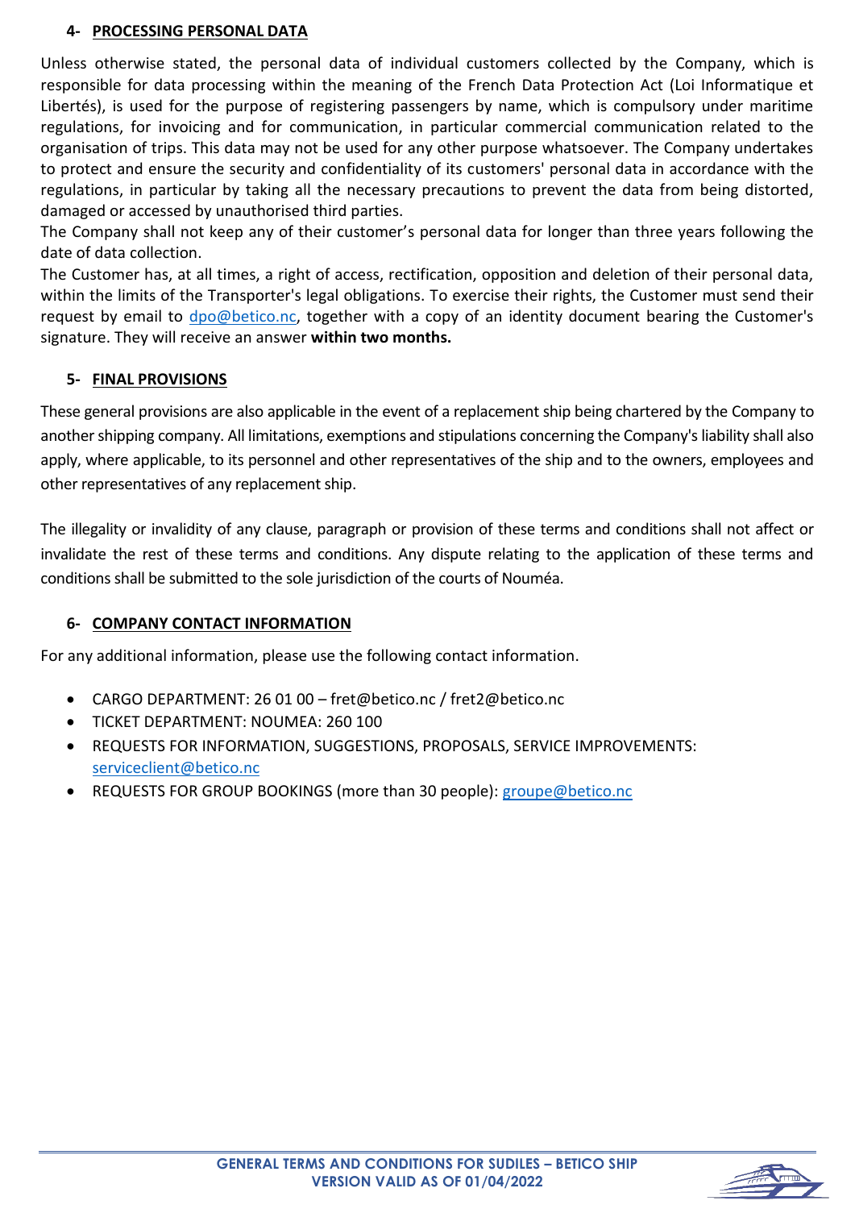## 4- PROCESSING PERSONAL DATA

Unless otherwise stated, the personal data of individual customers collected by the Company, which is responsible for data processing within the meaning of the French Data Protection Act (Loi Informatique et Libertés), is used for the purpose of registering passengers by name, which is compulsory under maritime regulations, for invoicing and for communication, in particular commercial communication related to the organisation of trips. This data may not be used for any other purpose whatsoever. The Company undertakes to protect and ensure the security and confidentiality of its customers' personal data in accordance with the regulations, in particular by taking all the necessary precautions to prevent the data from being distorted, damaged or accessed by unauthorised third parties.
The Company shall not keep any of their customer's personal data for longer than three years following the date of data collection.
The Customer has, at all times, a right of access, rectification, opposition and deletion of their personal data, within the limits of the Transporter's legal obligations. To exercise their rights, the Customer must send their request by email to dpo@betico.nc, together with a copy of an identity document bearing the Customer's signature. They will receive an answer **within two months.**

## 5- FINAL PROVISIONS

These general provisions are also applicable in the event of a replacement ship being chartered by the Company to another shipping company. All limitations, exemptions and stipulations concerning the Company's liability shall also apply, where applicable, to its personnel and other representatives of the ship and to the owners, employees and other representatives of any replacement ship.

The illegality or invalidity of any clause, paragraph or provision of these terms and conditions shall not affect or invalidate the rest of these terms and conditions. Any dispute relating to the application of these terms and conditions shall be submitted to the sole jurisdiction of the courts of Nouméa.

## 6- COMPANY CONTACT INFORMATION

For any additional information, please use the following contact information.

- CARGO DEPARTMENT: 26 01 00 – fret@betico.nc / fret2@betico.nc
- TICKET DEPARTMENT: NOUMEA: 260 100
- REQUESTS FOR INFORMATION, SUGGESTIONS, PROPOSALS, SERVICE IMPROVEMENTS: serviceclient@betico.nc
- REQUESTS FOR GROUP BOOKINGS (more than 30 people): groupe@betico.nc